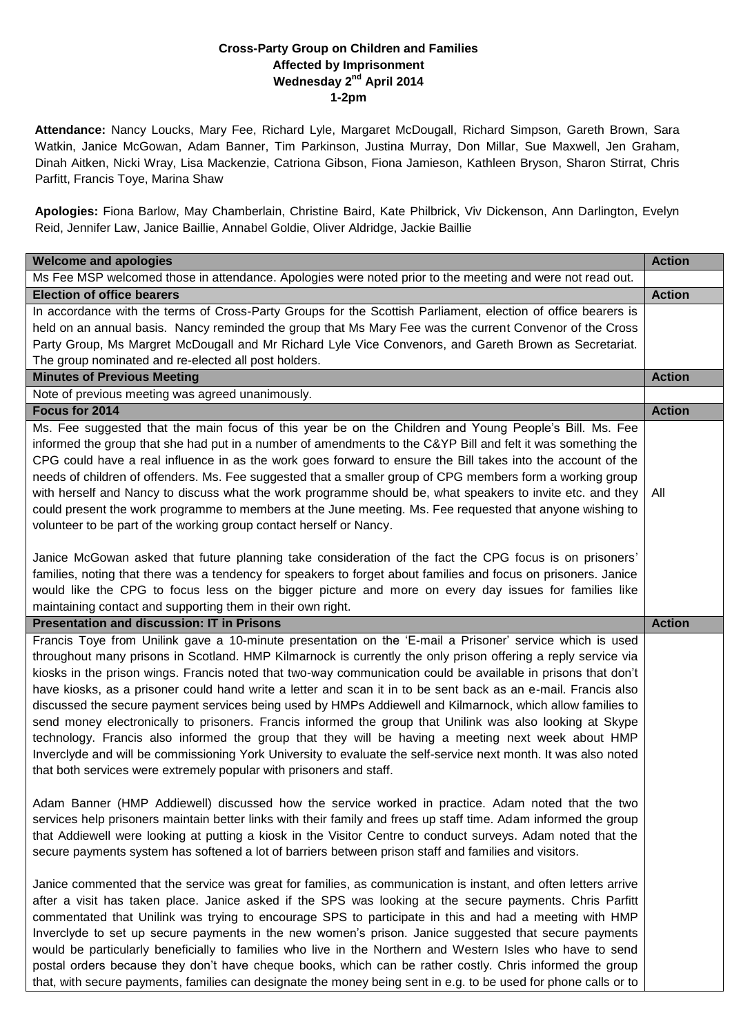**Cross-Party Group on Children and Families Affected by Imprisonment**
**Wednesday 2[nd] April 2014**
**1-2pm**

**Attendance:** Nancy Loucks, Mary Fee, Richard Lyle, Margaret McDougall, Richard Simpson, Gareth Brown, Sara Watkin, Janice McGowan, Adam Banner, Tim Parkinson, Justina Murray, Don Millar, Sue Maxwell, Jen Graham, Dinah Aitken, Nicki Wray, Lisa Mackenzie, Catriona Gibson, Fiona Jamieson, Kathleen Bryson, Sharon Stirrat, Chris Parfitt, Francis Toye, Marina Shaw

**Apologies:** Fiona Barlow, May Chamberlain, Christine Baird, Kate Philbrick, Viv Dickenson, Ann Darlington, Evelyn Reid, Jennifer Law, Janice Baillie, Annabel Goldie, Oliver Aldridge, Jackie Baillie

| **Welcome and apologies** | **Action** |
|---|---|
| Ms Fee MSP welcomed those in attendance. Apologies were noted prior to the meeting and were not read out. | |
| **Election of office bearers** | **Action** |
| In accordance with the terms of Cross-Party Groups for the Scottish Parliament, election of office bearers is held on an annual basis. Nancy reminded the group that Ms Mary Fee was the current Convenor of the Cross Party Group, Ms Margret McDougall and Mr Richard Lyle Vice Convenors, and Gareth Brown as Secretariat. The group nominated and re-elected all post holders. | |
| **Minutes of Previous Meeting** | **Action** |
| Note of previous meeting was agreed unanimously. | |
| **Focus for 2014** | **Action** |
| Ms. Fee suggested that the main focus of this year be on the Children and Young People's Bill. Ms. Fee informed the group that she had put in a number of amendments to the C&YP Bill and felt it was something the CPG could have a real influence in as the work goes forward to ensure the Bill takes into the account of the needs of children of offenders. Ms. Fee suggested that a smaller group of CPG members form a working group with herself and Nancy to discuss what the work programme should be, what speakers to invite etc. and they could present the work programme to members at the June meeting. Ms. Fee requested that anyone wishing to volunteer to be part of the working group contact herself or Nancy.<br><br>Janice McGowan asked that future planning take consideration of the fact the CPG focus is on prisoners' families, noting that there was a tendency for speakers to forget about families and focus on prisoners. Janice would like the CPG to focus less on the bigger picture and more on every day issues for families like maintaining contact and supporting them in their own right. | All |
| **Presentation and discussion: IT in Prisons** | **Action** |
| Francis Toye from Unilink gave a 10-minute presentation on the 'E-mail a Prisoner' service which is used throughout many prisons in Scotland. HMP Kilmarnock is currently the only prison offering a reply service via kiosks in the prison wings. Francis noted that two-way communication could be available in prisons that don't have kiosks, as a prisoner could hand write a letter and scan it in to be sent back as an e-mail. Francis also discussed the secure payment services being used by HMPs Addiewell and Kilmarnock, which allow families to send money electronically to prisoners. Francis informed the group that Unilink was also looking at Skype technology. Francis also informed the group that they will be having a meeting next week about HMP Inverclyde and will be commissioning York University to evaluate the self-service next month. It was also noted that both services were extremely popular with prisoners and staff.<br><br>Adam Banner (HMP Addiewell) discussed how the service worked in practice. Adam noted that the two services help prisoners maintain better links with their family and frees up staff time. Adam informed the group that Addiewell were looking at putting a kiosk in the Visitor Centre to conduct surveys. Adam noted that the secure payments system has softened a lot of barriers between prison staff and families and visitors.<br><br>Janice commented that the service was great for families, as communication is instant, and often letters arrive after a visit has taken place. Janice asked if the SPS was looking at the secure payments. Chris Parfitt commentated that Unilink was trying to encourage SPS to participate in this and had a meeting with HMP Inverclyde to set up secure payments in the new women's prison. Janice suggested that secure payments would be particularly beneficially to families who live in the Northern and Western Isles who have to send postal orders because they don't have cheque books, which can be rather costly. Chris informed the group that, with secure payments, families can designate the money being sent in e.g. to be used for phone calls or to | |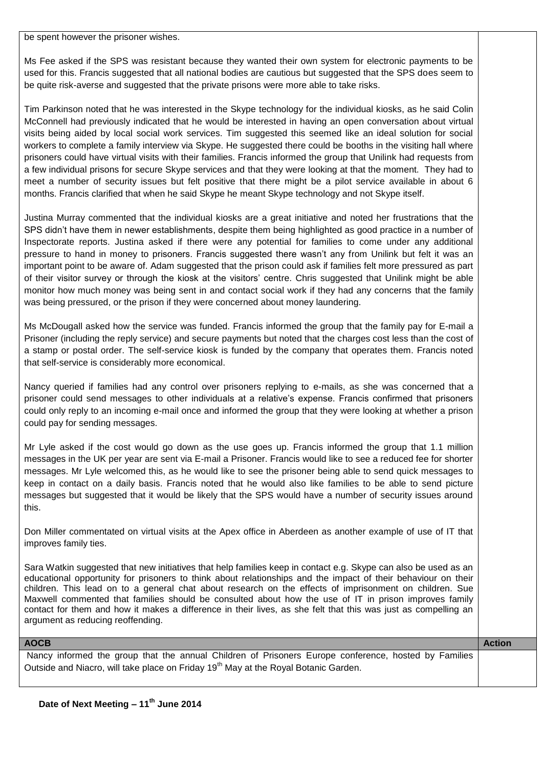be spent however the prisoner wishes.

Ms Fee asked if the SPS was resistant because they wanted their own system for electronic payments to be used for this. Francis suggested that all national bodies are cautious but suggested that the SPS does seem to be quite risk-averse and suggested that the private prisons were more able to take risks.

Tim Parkinson noted that he was interested in the Skype technology for the individual kiosks, as he said Colin McConnell had previously indicated that he would be interested in having an open conversation about virtual visits being aided by local social work services. Tim suggested this seemed like an ideal solution for social workers to complete a family interview via Skype. He suggested there could be booths in the visiting hall where prisoners could have virtual visits with their families. Francis informed the group that Unilink had requests from a few individual prisons for secure Skype services and that they were looking at that the moment. They had to meet a number of security issues but felt positive that there might be a pilot service available in about 6 months. Francis clarified that when he said Skype he meant Skype technology and not Skype itself.

Justina Murray commented that the individual kiosks are a great initiative and noted her frustrations that the SPS didn't have them in newer establishments, despite them being highlighted as good practice in a number of Inspectorate reports. Justina asked if there were any potential for families to come under any additional pressure to hand in money to prisoners. Francis suggested there wasn't any from Unilink but felt it was an important point to be aware of. Adam suggested that the prison could ask if families felt more pressured as part of their visitor survey or through the kiosk at the visitors' centre. Chris suggested that Unilink might be able monitor how much money was being sent in and contact social work if they had any concerns that the family was being pressured, or the prison if they were concerned about money laundering.

Ms McDougall asked how the service was funded. Francis informed the group that the family pay for E-mail a Prisoner (including the reply service) and secure payments but noted that the charges cost less than the cost of a stamp or postal order. The self-service kiosk is funded by the company that operates them. Francis noted that self-service is considerably more economical.

Nancy queried if families had any control over prisoners replying to e-mails, as she was concerned that a prisoner could send messages to other individuals at a relative's expense. Francis confirmed that prisoners could only reply to an incoming e-mail once and informed the group that they were looking at whether a prison could pay for sending messages.

Mr Lyle asked if the cost would go down as the use goes up. Francis informed the group that 1.1 million messages in the UK per year are sent via E-mail a Prisoner. Francis would like to see a reduced fee for shorter messages. Mr Lyle welcomed this, as he would like to see the prisoner being able to send quick messages to keep in contact on a daily basis. Francis noted that he would also like families to be able to send picture messages but suggested that it would be likely that the SPS would have a number of security issues around this.

Don Miller commentated on virtual visits at the Apex office in Aberdeen as another example of use of IT that improves family ties.

Sara Watkin suggested that new initiatives that help families keep in contact e.g. Skype can also be used as an educational opportunity for prisoners to think about relationships and the impact of their behaviour on their children. This lead on to a general chat about research on the effects of imprisonment on children. Sue Maxwell commented that families should be consulted about how the use of IT in prison improves family contact for them and how it makes a difference in their lives, as she felt that this was just as compelling an argument as reducing reoffending.

| AOCB | Action |
| --- | --- |
| Nancy informed the group that the annual Children of Prisoners Europe conference, hosted by Families Outside and Niacro, will take place on Friday 19th May at the Royal Botanic Garden. | |

**Date of Next Meeting – 11th June 2014**